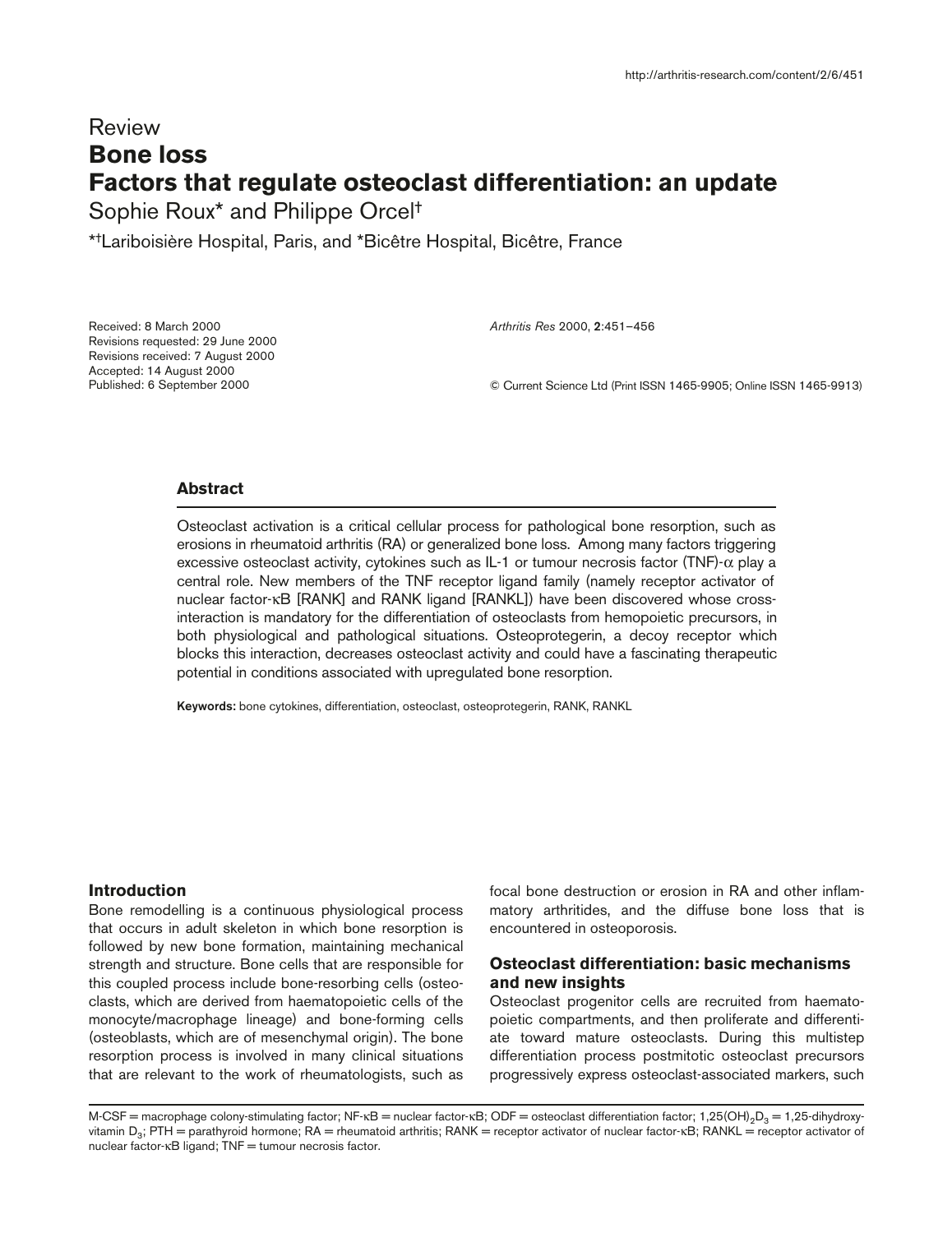Review

# Bone loss
# Factors that regulate osteoclast differentiation: an update

Sophie Roux* and Philippe Orcel†

*†Lariboisière Hospital, Paris, and *Bicêtre Hospital, Bicêtre, France

Received: 8 March 2000
Revisions requested: 29 June 2000
Revisions received: 7 August 2000
Accepted: 14 August 2000
Published: 6 September 2000

*Arthritis Res* 2000, **2**:451–456

© Current Science Ltd (Print ISSN 1465-9905; Online ISSN 1465-9913)

## Abstract

Osteoclast activation is a critical cellular process for pathological bone resorption, such as erosions in rheumatoid arthritis (RA) or generalized bone loss. Among many factors triggering excessive osteoclast activity, cytokines such as IL-1 or tumour necrosis factor (TNF)-$\alpha$ play a central role. New members of the TNF receptor ligand family (namely receptor activator of nuclear factor-κB [RANK] and RANK ligand [RANKL]) have been discovered whose cross-interaction is mandatory for the differentiation of osteoclasts from hemopoietic precursors, in both physiological and pathological situations. Osteoprotegerin, a decoy receptor which blocks this interaction, decreases osteoclast activity and could have a fascinating therapeutic potential in conditions associated with upregulated bone resorption.

**Keywords:** bone cytokines, differentiation, osteoclast, osteoprotegerin, RANK, RANKL

## Introduction

Bone remodelling is a continuous physiological process that occurs in adult skeleton in which bone resorption is followed by new bone formation, maintaining mechanical strength and structure. Bone cells that are responsible for this coupled process include bone-resorbing cells (osteoclasts, which are derived from haematopoietic cells of the monocyte/macrophage lineage) and bone-forming cells (osteoblasts, which are of mesenchymal origin). The bone resorption process is involved in many clinical situations that are relevant to the work of rheumatologists, such as focal bone destruction or erosion in RA and other inflammatory arthritides, and the diffuse bone loss that is encountered in osteoporosis.

## Osteoclast differentiation: basic mechanisms and new insights

Osteoclast progenitor cells are recruited from haematopoietic compartments, and then proliferate and differentiate toward mature osteoclasts. During this multistep differentiation process postmitotic osteoclast precursors progressively express osteoclast-associated markers, such

M-CSF = macrophage colony-stimulating factor; NF-κB = nuclear factor-κB; ODF = osteoclast differentiation factor; $1{,}25(OH)_2D_3$ = 1,25-dihydroxyvitamin $D_3$; PTH = parathyroid hormone; RA = rheumatoid arthritis; RANK = receptor activator of nuclear factor-κB; RANKL = receptor activator of nuclear factor-κB ligand; TNF = tumour necrosis factor.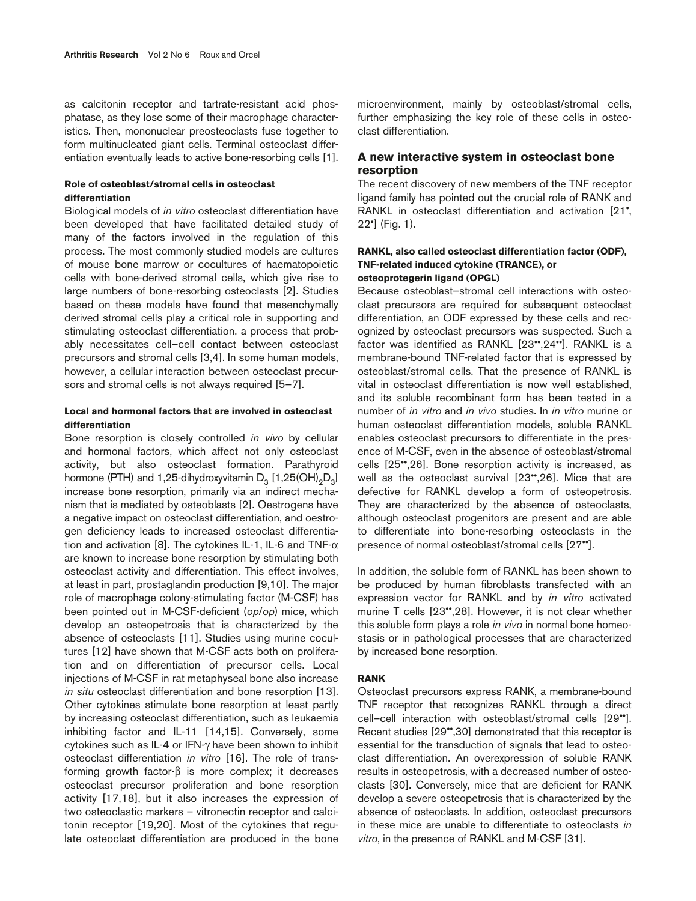as calcitonin receptor and tartrate-resistant acid phosphatase, as they lose some of their macrophage characteristics. Then, mononuclear preosteoclasts fuse together to form multinucleated giant cells. Terminal osteoclast differentiation eventually leads to active bone-resorbing cells [1].

#### Role of osteoblast/stromal cells in osteoclast differentiation

Biological models of *in vitro* osteoclast differentiation have been developed that have facilitated detailed study of many of the factors involved in the regulation of this process. The most commonly studied models are cultures of mouse bone marrow or cocultures of haematopoietic cells with bone-derived stromal cells, which give rise to large numbers of bone-resorbing osteoclasts [2]. Studies based on these models have found that mesenchymally derived stromal cells play a critical role in supporting and stimulating osteoclast differentiation, a process that probably necessitates cell–cell contact between osteoclast precursors and stromal cells [3,4]. In some human models, however, a cellular interaction between osteoclast precursors and stromal cells is not always required [5–7].

#### Local and hormonal factors that are involved in osteoclast differentiation

Bone resorption is closely controlled *in vivo* by cellular and hormonal factors, which affect not only osteoclast activity, but also osteoclast formation. Parathyroid hormone (PTH) and 1,25-dihydroxyvitamin $D_3$ [1,25$(OH)_2D_3$] increase bone resorption, primarily via an indirect mechanism that is mediated by osteoblasts [2]. Oestrogens have a negative impact on osteoclast differentiation, and oestrogen deficiency leads to increased osteoclast differentiation and activation [8]. The cytokines IL-1, IL-6 and TNF-$\alpha$ are known to increase bone resorption by stimulating both osteoclast activity and differentiation. This effect involves, at least in part, prostaglandin production [9,10]. The major role of macrophage colony-stimulating factor (M-CSF) has been pointed out in M-CSF-deficient (*op*/*op*) mice, which develop an osteopetrosis that is characterized by the absence of osteoclasts [11]. Studies using murine cocultures [12] have shown that M-CSF acts both on proliferation and on differentiation of precursor cells. Local injections of M-CSF in rat metaphyseal bone also increase *in situ* osteoclast differentiation and bone resorption [13]. Other cytokines stimulate bone resorption at least partly by increasing osteoclast differentiation, such as leukaemia inhibiting factor and IL-11 [14,15]. Conversely, some cytokines such as IL-4 or IFN-$\gamma$ have been shown to inhibit osteoclast differentiation *in vitro* [16]. The role of transforming growth factor-$\beta$ is more complex; it decreases osteoclast precursor proliferation and bone resorption activity [17,18], but it also increases the expression of two osteoclastic markers – vitronectin receptor and calcitonin receptor [19,20]. Most of the cytokines that regulate osteoclast differentiation are produced in the bone microenvironment, mainly by osteoblast/stromal cells, further emphasizing the key role of these cells in osteoclast differentiation.

## A new interactive system in osteoclast bone resorption

The recent discovery of new members of the TNF receptor ligand family has pointed out the crucial role of RANK and RANKL in osteoclast differentiation and activation [21•, 22•] (Fig. 1).

#### RANKL, also called osteoclast differentiation factor (ODF), TNF-related induced cytokine (TRANCE), or osteoprotegerin ligand (OPGL)

Because osteoblast–stromal cell interactions with osteoclast precursors are required for subsequent osteoclast differentiation, an ODF expressed by these cells and recognized by osteoclast precursors was suspected. Such a factor was identified as RANKL [23••,24••]. RANKL is a membrane-bound TNF-related factor that is expressed by osteoblast/stromal cells. That the presence of RANKL is vital in osteoclast differentiation is now well established, and its soluble recombinant form has been tested in a number of *in vitro* and *in vivo* studies. In *in vitro* murine or human osteoclast differentiation models, soluble RANKL enables osteoclast precursors to differentiate in the presence of M-CSF, even in the absence of osteoblast/stromal cells [25••,26]. Bone resorption activity is increased, as well as the osteoclast survival [23••,26]. Mice that are defective for RANKL develop a form of osteopetrosis. They are characterized by the absence of osteoclasts, although osteoclast progenitors are present and are able to differentiate into bone-resorbing osteoclasts in the presence of normal osteoblast/stromal cells [27••].

In addition, the soluble form of RANKL has been shown to be produced by human fibroblasts transfected with an expression vector for RANKL and by *in vitro* activated murine T cells [23••,28]. However, it is not clear whether this soluble form plays a role *in vivo* in normal bone homeostasis or in pathological processes that are characterized by increased bone resorption.

#### RANK

Osteoclast precursors express RANK, a membrane-bound TNF receptor that recognizes RANKL through a direct cell–cell interaction with osteoblast/stromal cells [29••]. Recent studies [29••,30] demonstrated that this receptor is essential for the transduction of signals that lead to osteoclast differentiation. An overexpression of soluble RANK results in osteopetrosis, with a decreased number of osteoclasts [30]. Conversely, mice that are deficient for RANK develop a severe osteopetrosis that is characterized by the absence of osteoclasts. In addition, osteoclast precursors in these mice are unable to differentiate to osteoclasts *in vitro*, in the presence of RANKL and M-CSF [31].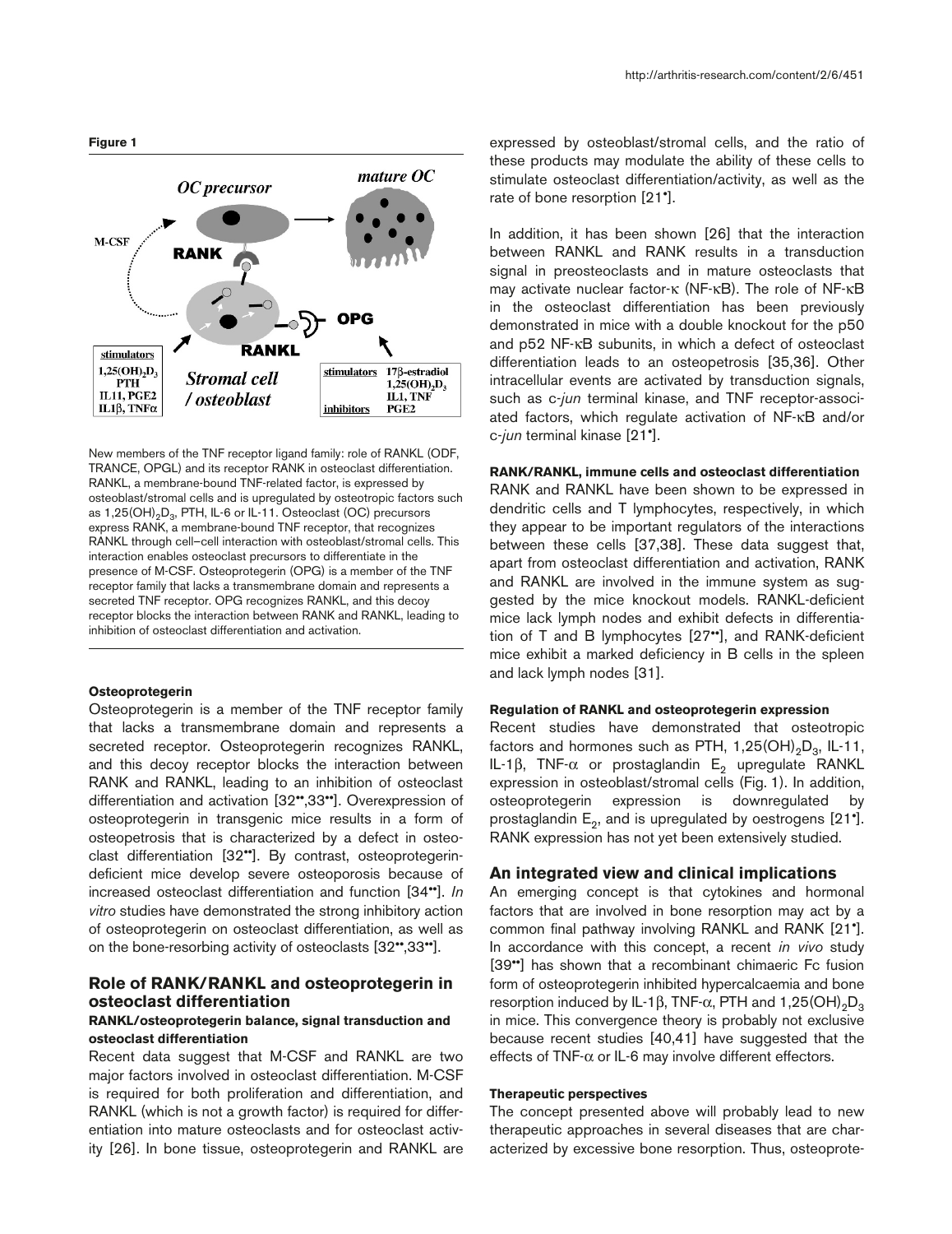**Figure 1**

New members of the TNF receptor ligand family: role of RANKL (ODF, TRANCE, OPGL) and its receptor RANK in osteoclast differentiation. RANKL, a membrane-bound TNF-related factor, is expressed by osteoblast/stromal cells and is upregulated by osteotropic factors such as $1,25(OH)_2D_3$, PTH, IL-6 or IL-11. Osteoclast (OC) precursors express RANK, a membrane-bound TNF receptor, that recognizes RANKL through cell–cell interaction with osteoblast/stromal cells. This interaction enables osteoclast precursors to differentiate in the presence of M-CSF. Osteoprotegerin (OPG) is a member of the TNF receptor family that lacks a transmembrane domain and represents a secreted TNF receptor. OPG recognizes RANKL, and this decoy receptor blocks the interaction between RANK and RANKL, leading to inhibition of osteoclast differentiation and activation.

#### Osteoprotegerin

Osteoprotegerin is a member of the TNF receptor family that lacks a transmembrane domain and represents a secreted receptor. Osteoprotegerin recognizes RANKL, and this decoy receptor blocks the interaction between RANK and RANKL, leading to an inhibition of osteoclast differentiation and activation [32••,33••]. Overexpression of osteoprotegerin in transgenic mice results in a form of osteopetrosis that is characterized by a defect in osteoclast differentiation [32••]. By contrast, osteoprotegerin-deficient mice develop severe osteoporosis because of increased osteoclast differentiation and function [34••]. *In vitro* studies have demonstrated the strong inhibitory action of osteoprotegerin on osteoclast differentiation, as well as on the bone-resorbing activity of osteoclasts [32••,33••].

## Role of RANK/RANKL and osteoprotegerin in osteoclast differentiation

### RANKL/osteoprotegerin balance, signal transduction and osteoclast differentiation

Recent data suggest that M-CSF and RANKL are two major factors involved in osteoclast differentiation. M-CSF is required for both proliferation and differentiation, and RANKL (which is not a growth factor) is required for differentiation into mature osteoclasts and for osteoclast activity [26]. In bone tissue, osteoprotegerin and RANKL are expressed by osteoblast/stromal cells, and the ratio of these products may modulate the ability of these cells to stimulate osteoclast differentiation/activity, as well as the rate of bone resorption [21•].

In addition, it has been shown [26] that the interaction between RANKL and RANK results in a transduction signal in preosteoclasts and in mature osteoclasts that may activate nuclear factor-κ (NF-κB). The role of NF-κB in the osteoclast differentiation has been previously demonstrated in mice with a double knockout for the p50 and p52 NF-κB subunits, in which a defect of osteoclast differentiation leads to an osteopetrosis [35,36]. Other intracellular events are activated by transduction signals, such as c-*jun* terminal kinase, and TNF receptor-associated factors, which regulate activation of NF-κB and/or c-*jun* terminal kinase [21•].

#### RANK/RANKL, immune cells and osteoclast differentiation

RANK and RANKL have been shown to be expressed in dendritic cells and T lymphocytes, respectively, in which they appear to be important regulators of the interactions between these cells [37,38]. These data suggest that, apart from osteoclast differentiation and activation, RANK and RANKL are involved in the immune system as suggested by the mice knockout models. RANKL-deficient mice lack lymph nodes and exhibit defects in differentiation of T and B lymphocytes [27••], and RANK-deficient mice exhibit a marked deficiency in B cells in the spleen and lack lymph nodes [31].

#### Regulation of RANKL and osteoprotegerin expression

Recent studies have demonstrated that osteotropic factors and hormones such as PTH, $1,25(OH)_2D_3$, IL-11, IL-1β, TNF-α or prostaglandin $E_2$ upregulate RANKL expression in osteoblast/stromal cells (Fig. 1). In addition, osteoprotegerin expression is downregulated by prostaglandin $E_2$, and is upregulated by oestrogens [21•]. RANK expression has not yet been extensively studied.

## An integrated view and clinical implications

An emerging concept is that cytokines and hormonal factors that are involved in bone resorption may act by a common final pathway involving RANKL and RANK [21•]. In accordance with this concept, a recent *in vivo* study [39••] has shown that a recombinant chimaeric Fc fusion form of osteoprotegerin inhibited hypercalcaemia and bone resorption induced by IL-1β, TNF-α, PTH and $1,25(OH)_2D_3$ in mice. This convergence theory is probably not exclusive because recent studies [40,41] have suggested that the effects of TNF-α or IL-6 may involve different effectors.

#### Therapeutic perspectives

The concept presented above will probably lead to new therapeutic approaches in several diseases that are characterized by excessive bone resorption. Thus, osteoprote-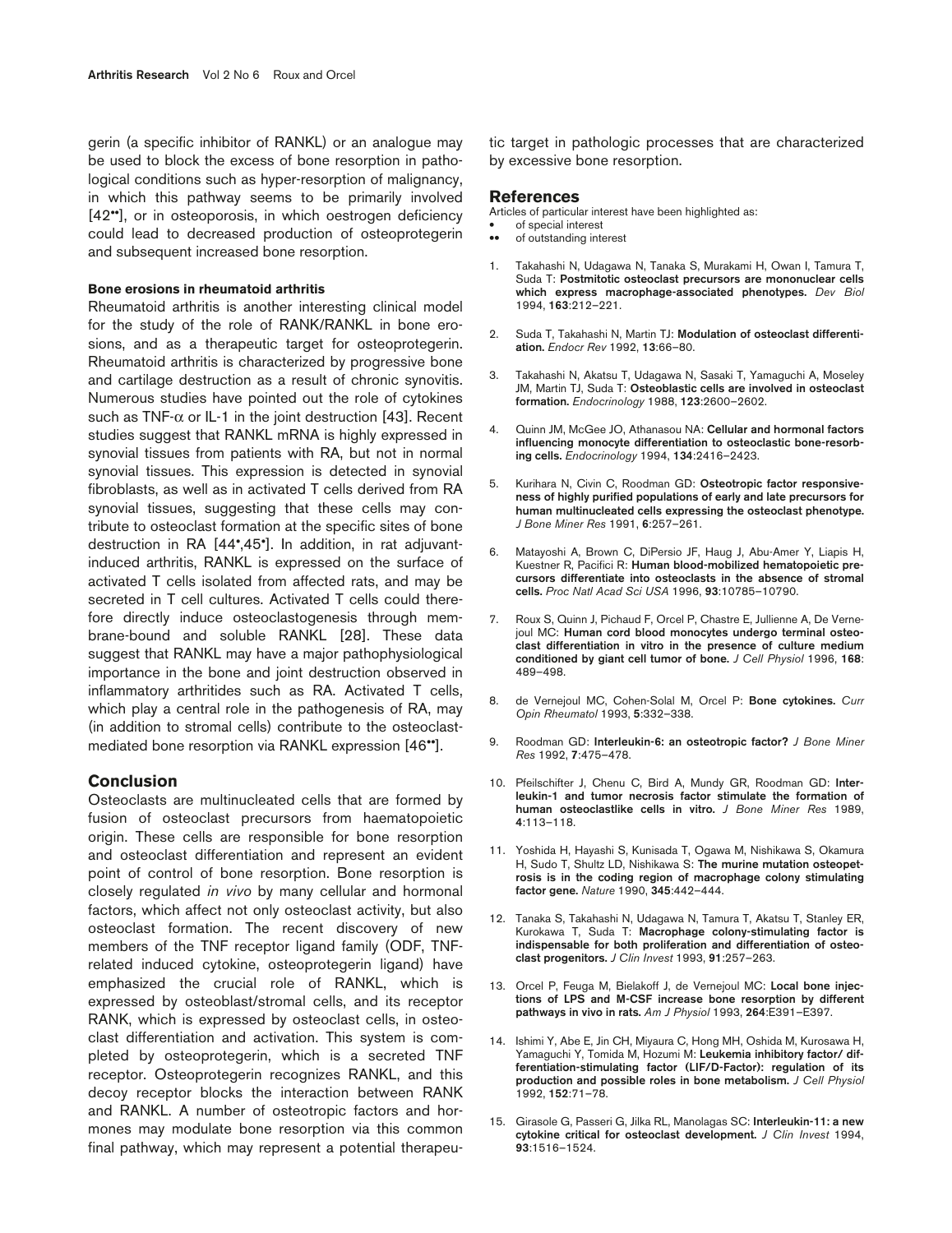gerin (a specific inhibitor of RANKL) or an analogue may be used to block the excess of bone resorption in pathological conditions such as hyper-resorption of malignancy, in which this pathway seems to be primarily involved [42••], or in osteoporosis, in which oestrogen deficiency could lead to decreased production of osteoprotegerin and subsequent increased bone resorption.

#### Bone erosions in rheumatoid arthritis

Rheumatoid arthritis is another interesting clinical model for the study of the role of RANK/RANKL in bone erosions, and as a therapeutic target for osteoprotegerin. Rheumatoid arthritis is characterized by progressive bone and cartilage destruction as a result of chronic synovitis. Numerous studies have pointed out the role of cytokines such as TNF-$\alpha$ or IL-1 in the joint destruction [43]. Recent studies suggest that RANKL mRNA is highly expressed in synovial tissues from patients with RA, but not in normal synovial tissues. This expression is detected in synovial fibroblasts, as well as in activated T cells derived from RA synovial tissues, suggesting that these cells may contribute to osteoclast formation at the specific sites of bone destruction in RA [44•,45•]. In addition, in rat adjuvant-induced arthritis, RANKL is expressed on the surface of activated T cells isolated from affected rats, and may be secreted in T cell cultures. Activated T cells could therefore directly induce osteoclastogenesis through membrane-bound and soluble RANKL [28]. These data suggest that RANKL may have a major pathophysiological importance in the bone and joint destruction observed in inflammatory arthritides such as RA. Activated T cells, which play a central role in the pathogenesis of RA, may (in addition to stromal cells) contribute to the osteoclast-mediated bone resorption via RANKL expression [46••].

## Conclusion

Osteoclasts are multinucleated cells that are formed by fusion of osteoclast precursors from haematopoietic origin. These cells are responsible for bone resorption and osteoclast differentiation and represent an evident point of control of bone resorption. Bone resorption is closely regulated *in vivo* by many cellular and hormonal factors, which affect not only osteoclast activity, but also osteoclast formation. The recent discovery of new members of the TNF receptor ligand family (ODF, TNF-related induced cytokine, osteoprotegerin ligand) have emphasized the crucial role of RANKL, which is expressed by osteoblast/stromal cells, and its receptor RANK, which is expressed by osteoclast cells, in osteoclast differentiation and activation. This system is completed by osteoprotegerin, which is a secreted TNF receptor. Osteoprotegerin recognizes RANKL, and this decoy receptor blocks the interaction between RANK and RANKL. A number of osteotropic factors and hormones may modulate bone resorption via this common final pathway, which may represent a potential therapeutic target in pathologic processes that are characterized by excessive bone resorption.

## References

Articles of particular interest have been highlighted as:
- • of special interest
- •• of outstanding interest

1. Takahashi N, Udagawa N, Tanaka S, Murakami H, Owan I, Tamura T, Suda T: **Postmitotic osteoclast precursors are mononuclear cells which express macrophage-associated phenotypes.** *Dev Biol* 1994, **163**:212–221.
2. Suda T, Takahashi N, Martin TJ: **Modulation of osteoclast differentiation.** *Endocr Rev* 1992, **13**:66–80.
3. Takahashi N, Akatsu T, Udagawa N, Sasaki T, Yamaguchi A, Moseley JM, Martin TJ, Suda T: **Osteoblastic cells are involved in osteoclast formation.** *Endocrinology* 1988, **123**:2600–2602.
4. Quinn JM, McGee JO, Athanasou NA: **Cellular and hormonal factors influencing monocyte differentiation to osteoclastic bone-resorbing cells.** *Endocrinology* 1994, **134**:2416–2423.
5. Kurihara N, Civin C, Roodman GD: **Osteotropic factor responsiveness of highly purified populations of early and late precursors for human multinucleated cells expressing the osteoclast phenotype.** *J Bone Miner Res* 1991, **6**:257–261.
6. Matayoshi A, Brown C, DiPersio JF, Haug J, Abu-Amer Y, Liapis H, Kuestner R, Pacifici R: **Human blood-mobilized hematopoietic precursors differentiate into osteoclasts in the absence of stromal cells.** *Proc Natl Acad Sci USA* 1996, **93**:10785–10790.
7. Roux S, Quinn J, Pichaud F, Orcel P, Chastre E, Jullienne A, De Vernejoul MC: **Human cord blood monocytes undergo terminal osteoclast differentiation in vitro in the presence of culture medium conditioned by giant cell tumor of bone.** *J Cell Physiol* 1996, **168**: 489–498.
8. de Vernejoul MC, Cohen-Solal M, Orcel P: **Bone cytokines.** *Curr Opin Rheumatol* 1993, **5**:332–338.
9. Roodman GD: **Interleukin-6: an osteotropic factor?** *J Bone Miner Res* 1992, **7**:475–478.
10. Pfeilschifter J, Chenu C, Bird A, Mundy GR, Roodman GD: **Interleukin-1 and tumor necrosis factor stimulate the formation of human osteoclastlike cells in vitro.** *J Bone Miner Res* 1989, **4**:113–118.
11. Yoshida H, Hayashi S, Kunisada T, Ogawa M, Nishikawa S, Okamura H, Sudo T, Shultz LD, Nishikawa S: **The murine mutation osteopetrosis is in the coding region of macrophage colony stimulating factor gene.** *Nature* 1990, **345**:442–444.
12. Tanaka S, Takahashi N, Udagawa N, Tamura T, Akatsu T, Stanley ER, Kurokawa T, Suda T: **Macrophage colony-stimulating factor is indispensable for both proliferation and differentiation of osteoclast progenitors.** *J Clin Invest* 1993, **91**:257–263.
13. Orcel P, Feuga M, Bielakoff J, de Vernejoul MC: **Local bone injections of LPS and M-CSF increase bone resorption by different pathways in vivo in rats.** *Am J Physiol* 1993, **264**:E391–E397.
14. Ishimi Y, Abe E, Jin CH, Miyaura C, Hong MH, Oshida M, Kurosawa H, Yamaguchi Y, Tomida M, Hozumi M: **Leukemia inhibitory factor/ differentiation-stimulating factor (LIF/D-Factor): regulation of its production and possible roles in bone metabolism.** *J Cell Physiol* 1992, **152**:71–78.
15. Girasole G, Passeri G, Jilka RL, Manolagas SC: **Interleukin-11: a new cytokine critical for osteoclast development.** *J Clin Invest* 1994, **93**:1516–1524.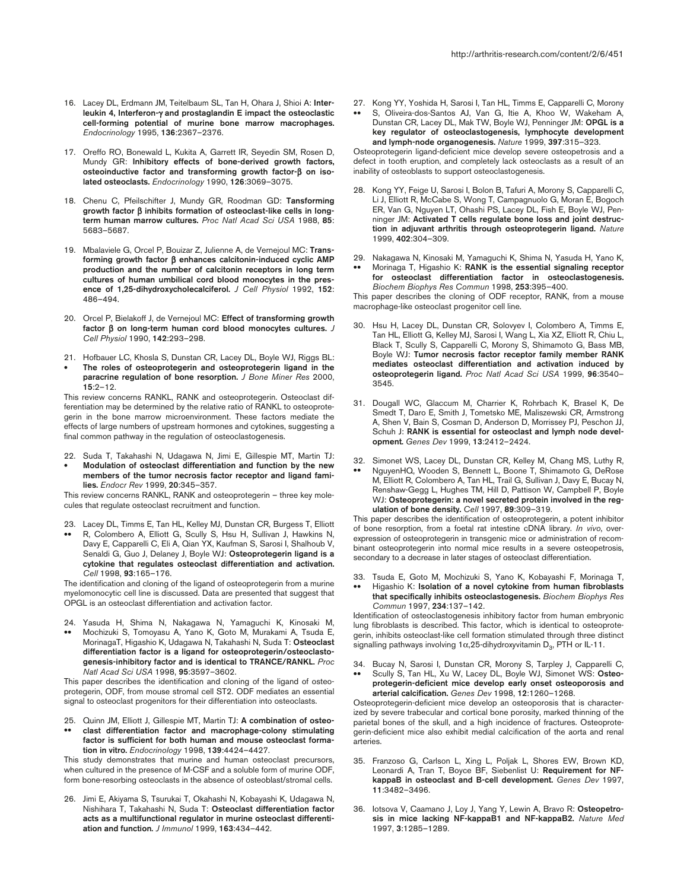16. Lacey DL, Erdmann JM, Teitelbaum SL, Tan H, Ohara J, Shioi A: **Interleukin 4, Interferon-γ and prostaglandin E impact the osteoclastic cell-forming potential of murine bone marrow macrophages.** *Endocrinology* 1995, **136**:2367–2376.

17. Oreffo RO, Bonewald L, Kukita A, Garrett IR, Seyedin SM, Rosen D, Mundy GR: **Inhibitory effects of bone-derived growth factors, osteoinductive factor and transforming growth factor-β on isolated osteoclasts.** *Endocrinology* 1990, **126**:3069–3075.

18. Chenu C, Pfeilschifter J, Mundy GR, Roodman GD: **Tansforming growth factor β inhibits formation of osteoclast-like cells in long-term human marrow cultures.** *Proc Natl Acad Sci USA* 1988, **85**: 5683–5687.

19. Mbalaviele G, Orcel P, Bouizar Z, Julienne A, de Vernejoul MC: **Transforming growth factor β enhances calcitonin-induced cyclic AMP production and the number of calcitonin receptors in long term cultures of human umbilical cord blood monocytes in the presence of 1,25-dihydroxycholecalciferol.** *J Cell Physiol* 1992, **152**: 486–494.

20. Orcel P, Bielakoff J, de Vernejoul MC: **Effect of transforming growth factor β on long-term human cord blood monocytes cultures.** *J Cell Physiol* 1990, **142**:293–298.

21. • Hofbauer LC, Khosla S, Dunstan CR, Lacey DL, Boyle WJ, Riggs BL: **The roles of osteoprotegerin and osteoprotegerin ligand in the paracrine regulation of bone resorption.** *J Bone Miner Res* 2000, **15**:2–12.

This review concerns RANKL, RANK and osteoprotegerin. Osteoclast differentiation may be determined by the relative ratio of RANKL to osteoprotegerin in the bone marrow microenvironment. These factors mediate the effects of large numbers of upstream hormones and cytokines, suggesting a final common pathway in the regulation of osteoclastogenesis.

22. • Suda T, Takahashi N, Udagawa N, Jimi E, Gillespie MT, Martin TJ: **Modulation of osteoclast differentiation and function by the new members of the tumor necrosis factor receptor and ligand families.** *Endocr Rev* 1999, **20**:345–357.

This review concerns RANKL, RANK and osteoprotegerin – three key molecules that regulate osteoclast recruitment and function.

23. •• Lacey DL, Timms E, Tan HL, Kelley MJ, Dunstan CR, Burgess T, Elliott R, Colombero A, Elliott G, Scully S, Hsu H, Sullivan J, Hawkins N, Davy E, Capparelli C, Eli A, Qian YX, Kaufman S, Sarosi I, Shalhoub V, Senaldi G, Guo J, Delaney J, Boyle WJ: **Osteoprotegerin ligand is a cytokine that regulates osteoclast differentiation and activation.** *Cell* 1998, **93**:165–176.

The identification and cloning of the ligand of osteoprotegerin from a murine myelomonocytic cell line is discussed. Data are presented that suggest that OPGL is an osteoclast differentiation and activation factor.

24. •• Yasuda H, Shima N, Nakagawa N, Yamaguchi K, Kinosaki M, Mochizuki S, Tomoyasu A, Yano K, Goto M, Murakami A, Tsuda E, MorinagaT, Higashio K, Udagawa N, Takahashi N, Suda T: **Osteoclast differentiation factor is a ligand for osteoprotegerin/osteoclastogenesis-inhibitory factor and is identical to TRANCE/RANKL.** *Proc Natl Acad Sci USA* 1998, **95**:3597–3602.

This paper describes the identification and cloning of the ligand of osteoprotegerin, ODF, from mouse stromal cell ST2. ODF mediates an essential signal to osteoclast progenitors for their differentiation into osteoclasts.

25. •• Quinn JM, Elliott J, Gillespie MT, Martin TJ: **A combination of osteoclast differentiation factor and macrophage-colony stimulating factor is sufficient for both human and mouse osteoclast formation in vitro.** *Endocrinology* 1998, **139**:4424–4427.

This study demonstrates that murine and human osteoclast precursors, when cultured in the presence of M-CSF and a soluble form of murine ODF, form bone-resorbing osteoclasts in the absence of osteoblast/stromal cells.

26. Jimi E, Akiyama S, Tsurukai T, Okahashi N, Kobayashi K, Udagawa N, Nishihara T, Takahashi N, Suda T: **Osteoclast differentiation factor acts as a multifunctional regulator in murine osteoclast differentiation and function.** *J Immunol* 1999, **163**:434–442.

27. •• Kong YY, Yoshida H, Sarosi I, Tan HL, Timms E, Capparelli C, Morony S, Oliveira-dos-Santos AJ, Van G, Itie A, Khoo W, Wakeham A, Dunstan CR, Lacey DL, Mak TW, Boyle WJ, Penninger JM: **OPGL is a key regulator of osteoclastogenesis, lymphocyte development and lymph-node organogenesis.** *Nature* 1999, **397**:315–323.

Osteoprotegerin ligand-deficient mice develop severe osteopetrosis and a defect in tooth eruption, and completely lack osteoclasts as a result of an inability of osteoblasts to support osteoclastogenesis.

28. Kong YY, Feige U, Sarosi I, Bolon B, Tafuri A, Morony S, Capparelli C, Li J, Elliott R, McCabe S, Wong T, Campagnuolo G, Moran E, Bogoch ER, Van G, Nguyen LT, Ohashi PS, Lacey DL, Fish E, Boyle WJ, Penninger JM: **Activated T cells regulate bone loss and joint destruction in adjuvant arthritis through osteoprotegerin ligand.** *Nature* 1999, **402**:304–309.

29. •• Nakagawa N, Kinosaki M, Yamaguchi K, Shima N, Yasuda H, Yano K, Morinaga T, Higashio K: **RANK is the essential signaling receptor for osteoclast differentiation factor in osteoclastogenesis.** *Biochem Biophys Res Commun* 1998, **253**:395–400.

This paper describes the cloning of ODF receptor, RANK, from a mouse macrophage-like osteoclast progenitor cell line.

30. Hsu H, Lacey DL, Dunstan CR, Solovyev I, Colombero A, Timms E, Tan HL, Elliott G, Kelley MJ, Sarosi I, Wang L, Xia XZ, Elliott R, Chiu L, Black T, Scully S, Capparelli C, Morony S, Shimamoto G, Bass MB, Boyle WJ: **Tumor necrosis factor receptor family member RANK mediates osteoclast differentiation and activation induced by osteoprotegerin ligand.** *Proc Natl Acad Sci USA* 1999, **96**:3540–3545.

31. Dougall WC, Glaccum M, Charrier K, Rohrbach K, Brasel K, De Smedt T, Daro E, Smith J, Tometsko ME, Maliszewski CR, Armstrong A, Shen V, Bain S, Cosman D, Anderson D, Morrissey PJ, Peschon JJ, Schuh J: **RANK is essential for osteoclast and lymph node development.** *Genes Dev* 1999, **13**:2412–2424.

32. •• Simonet WS, Lacey DL, Dunstan CR, Kelley M, Chang MS, Luthy R, NguyenHQ, Wooden S, Bennett L, Boone T, Shimamoto G, DeRose M, Elliott R, Colombero A, Tan HL, Trail G, Sullivan J, Davy E, Bucay N, Renshaw-Gegg L, Hughes TM, Hill D, Pattison W, Campbell P, Boyle WJ: **Osteoprotegerin: a novel secreted protein involved in the regulation of bone density.** *Cell* 1997, **89**:309–319.

This paper describes the identification of osteoprotegerin, a potent inhibitor of bone resorption, from a foetal rat intestine cDNA library. *In vivo*, overexpression of osteoprotegerin in transgenic mice or administration of recombinant osteoprotegerin into normal mice results in a severe osteopetrosis, secondary to a decrease in later stages of osteoclast differentiation.

33. •• Tsuda E, Goto M, Mochizuki S, Yano K, Kobayashi F, Morinaga T, Higashio K: **Isolation of a novel cytokine from human fibroblasts that specifically inhibits osteoclastogenesis.** *Biochem Biophys Res Commun* 1997, **234**:137–142.

Identification of osteoclastogenesis inhibitory factor from human embryonic lung fibroblasts is described. This factor, which is identical to osteoprotegerin, inhibits osteoclast-like cell formation stimulated through three distinct signalling pathways involving 1α,25-dihydroxyvitamin $D_3$, PTH or IL-11.

34. •• Bucay N, Sarosi I, Dunstan CR, Morony S, Tarpley J, Capparelli C, Scully S, Tan HL, Xu W, Lacey DL, Boyle WJ, Simonet WS: **Osteoprotegerin-deficient mice develop early onset osteoporosis and arterial calcification.** *Genes Dev* 1998, **12**:1260–1268.

Osteoprotegerin-deficient mice develop an osteoporosis that is characterized by severe trabecular and cortical bone porosity, marked thinning of the parietal bones of the skull, and a high incidence of fractures. Osteoprotegerin-deficient mice also exhibit medial calcification of the aorta and renal arteries.

35. Franzoso G, Carlson L, Xing L, Poljak L, Shores EW, Brown KD, Leonardi A, Tran T, Boyce BF, Siebenlist U: **Requirement for NF-kappaB in osteoclast and B-cell development.** *Genes Dev* 1997, **11**:3482–3496.

36. Iotsova V, Caamano J, Loy J, Yang Y, Lewin A, Bravo R: **Osteopetrosis in mice lacking NF-kappaB1 and NF-kappaB2.** *Nature Med* 1997, **3**:1285–1289.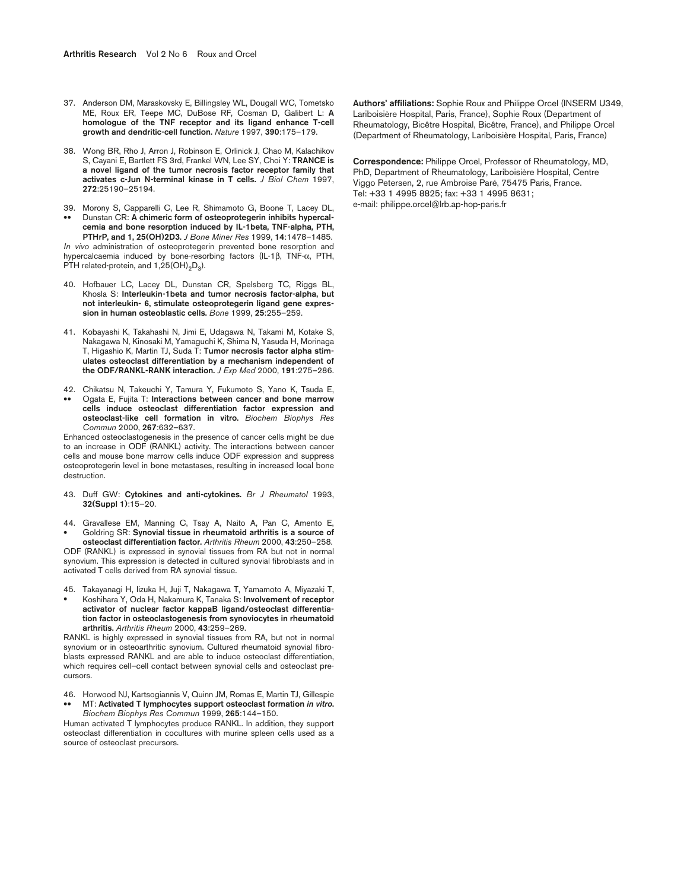37. Anderson DM, Maraskovsky E, Billingsley WL, Dougall WC, Tometsko ME, Roux ER, Teepe MC, DuBose RF, Cosman D, Galibert L: **A homologue of the TNF receptor and its ligand enhance T-cell growth and dendritic-cell function.** *Nature* 1997, **390**:175–179.

38. Wong BR, Rho J, Arron J, Robinson E, Orlinick J, Chao M, Kalachikov S, Cayani E, Bartlett FS 3rd, Frankel WN, Lee SY, Choi Y: **TRANCE is a novel ligand of the tumor necrosis factor receptor family that activates c-Jun N-terminal kinase in T cells.** *J Biol Chem* 1997, **272**:25190–25194.

39. •• Morony S, Capparelli C, Lee R, Shimamoto G, Boone T, Lacey DL, Dunstan CR: **A chimeric form of osteoprotegerin inhibits hypercalcemia and bone resorption induced by IL-1beta, TNF-alpha, PTH, PTHrP, and 1, 25(OH)2D3.** *J Bone Miner Res* 1999, **14**:1478–1485.

*In vivo* administration of osteoprotegerin prevented bone resorption and hypercalcaemia induced by bone-resorbing factors (IL-1β, TNF-α, PTH, PTH related-protein, and $1,25(OH)_2D_3$).

40. Hofbauer LC, Lacey DL, Dunstan CR, Spelsberg TC, Riggs BL, Khosla S: **Interleukin-1beta and tumor necrosis factor-alpha, but not interleukin- 6, stimulate osteoprotegerin ligand gene expression in human osteoblastic cells.** *Bone* 1999, **25**:255–259.

41. Kobayashi K, Takahashi N, Jimi E, Udagawa N, Takami M, Kotake S, Nakagawa N, Kinosaki M, Yamaguchi K, Shima N, Yasuda H, Morinaga T, Higashio K, Martin TJ, Suda T: **Tumor necrosis factor alpha stimulates osteoclast differentiation by a mechanism independent of the ODF/RANKL-RANK interaction.** *J Exp Med* 2000, **191**:275–286.

42. •• Chikatsu N, Takeuchi Y, Tamura Y, Fukumoto S, Yano K, Tsuda E, Ogata E, Fujita T: **Interactions between cancer and bone marrow cells induce osteoclast differentiation factor expression and osteoclast-like cell formation in vitro.** *Biochem Biophys Res Commun* 2000, **267**:632–637.

Enhanced osteoclastogenesis in the presence of cancer cells might be due to an increase in ODF (RANKL) activity. The interactions between cancer cells and mouse bone marrow cells induce ODF expression and suppress osteoprotegerin level in bone metastases, resulting in increased local bone destruction.

43. Duff GW: **Cytokines and anti-cytokines.** *Br J Rheumatol* 1993, **32(Suppl 1)**:15–20.

44. • Gravallese EM, Manning C, Tsay A, Naito A, Pan C, Amento E, Goldring SR: **Synovial tissue in rheumatoid arthritis is a source of osteoclast differentiation factor.** *Arthritis Rheum* 2000, **43**:250–258.

ODF (RANKL) is expressed in synovial tissues from RA but not in normal synovium. This expression is detected in cultured synovial fibroblasts and in activated T cells derived from RA synovial tissue.

45. • Takayanagi H, Iizuka H, Juji T, Nakagawa T, Yamamoto A, Miyazaki T, Koshihara Y, Oda H, Nakamura K, Tanaka S: **Involvement of receptor activator of nuclear factor kappaB ligand/osteoclast differentiation factor in osteoclastogenesis from synoviocytes in rheumatoid arthritis.** *Arthritis Rheum* 2000, **43**:259–269.

RANKL is highly expressed in synovial tissues from RA, but not in normal synovium or in osteoarthritic synovium. Cultured rheumatoid synovial fibroblasts expressed RANKL and are able to induce osteoclast differentiation, which requires cell–cell contact between synovial cells and osteoclast precursors.

46. •• Horwood NJ, Kartsogiannis V, Quinn JM, Romas E, Martin TJ, Gillespie MT: **Activated T lymphocytes support osteoclast formation *in vitro*.** *Biochem Biophys Res Commun* 1999, **265**:144–150.

Human activated T lymphocytes produce RANKL. In addition, they support osteoclast differentiation in cocultures with murine spleen cells used as a source of osteoclast precursors.

**Authors' affiliations:** Sophie Roux and Philippe Orcel (INSERM U349, Lariboisière Hospital, Paris, France), Sophie Roux (Department of Rheumatology, Bicêtre Hospital, Bicêtre, France), and Philippe Orcel (Department of Rheumatology, Lariboisière Hospital, Paris, France)

**Correspondence:** Philippe Orcel, Professor of Rheumatology, MD, PhD, Department of Rheumatology, Lariboisière Hospital, Centre Viggo Petersen, 2, rue Ambroise Paré, 75475 Paris, France. Tel: +33 1 4995 8825; fax: +33 1 4995 8631; e-mail: philippe.orcel@lrb.ap-hop-paris.fr